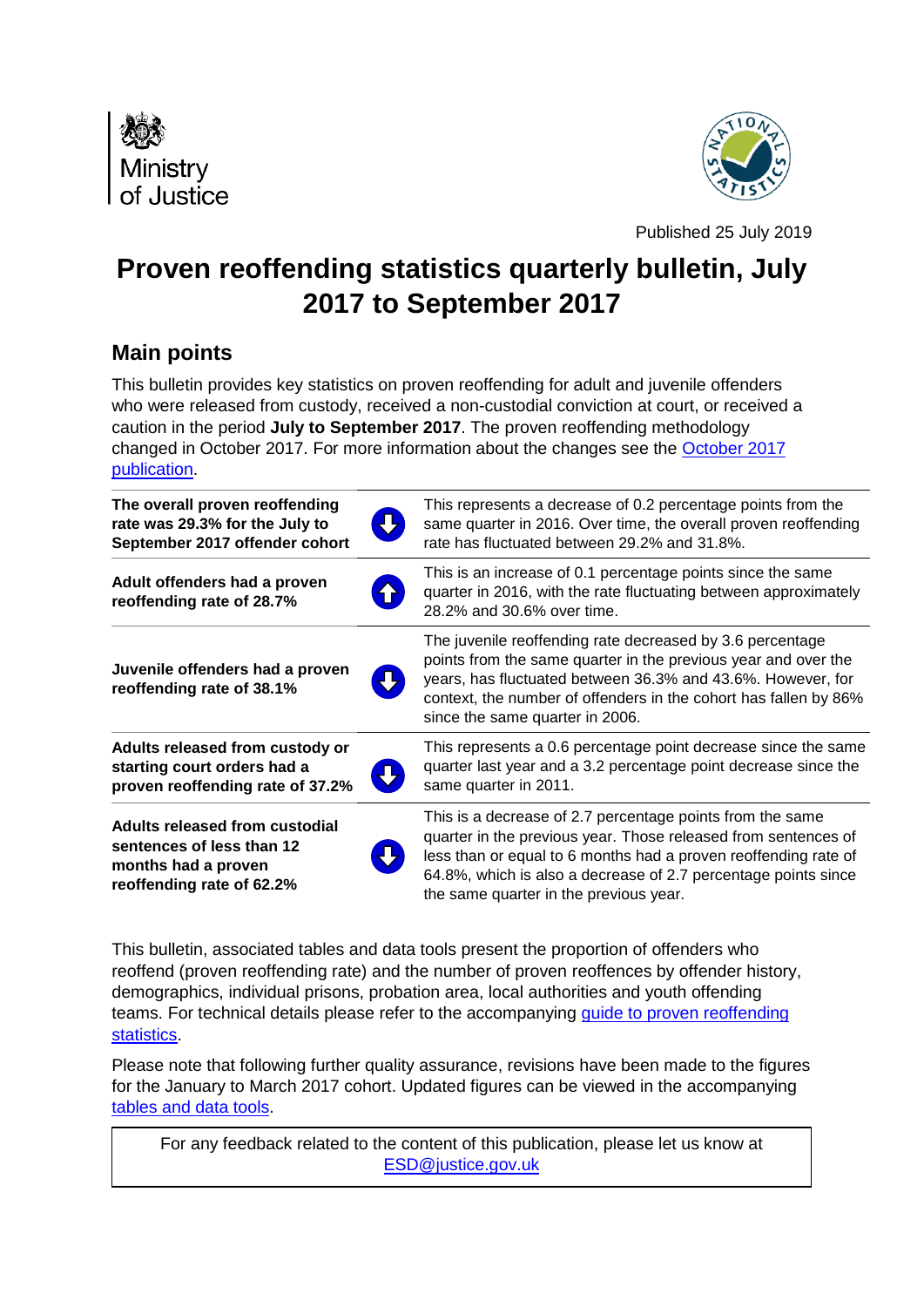Ministry of Justice

Published 25 July 2019

# Proven reoffending statistics quarterly bulletin, July 2017 to September 2017

## Main points

This bulletin provides key statistics on proven reoffending for adult and juvenile offenders who were released from custody, received a non-custodial conviction at court, or received a caution in the period **July to September 2017**. The proven reoffending methodology changed in October 2017. For more information about the changes see the [October 2017 publication](#).

| | | |
|---|---|---|
| **The overall proven reoffending rate was 29.3% for the July to September 2017 offender cohort** | ⬇ | This represents a decrease of 0.2 percentage points from the same quarter in 2016. Over time, the overall proven reoffending rate has fluctuated between 29.2% and 31.8%. |
| **Adult offenders had a proven reoffending rate of 28.7%** | ⬆ | This is an increase of 0.1 percentage points since the same quarter in 2016, with the rate fluctuating between approximately 28.2% and 30.6% over time. |
| **Juvenile offenders had a proven reoffending rate of 38.1%** | ⬇ | The juvenile reoffending rate decreased by 3.6 percentage points from the same quarter in the previous year and over the years, has fluctuated between 36.3% and 43.6%. However, for context, the number of offenders in the cohort has fallen by 86% since the same quarter in 2006. |
| **Adults released from custody or starting court orders had a proven reoffending rate of 37.2%** | ⬇ | This represents a 0.6 percentage point decrease since the same quarter last year and a 3.2 percentage point decrease since the same quarter in 2011. |
| **Adults released from custodial sentences of less than 12 months had a proven reoffending rate of 62.2%** | ⬇ | This is a decrease of 2.7 percentage points from the same quarter in the previous year. Those released from sentences of less than or equal to 6 months had a proven reoffending rate of 64.8%, which is also a decrease of 2.7 percentage points since the same quarter in the previous year. |

This bulletin, associated tables and data tools present the proportion of offenders who reoffend (proven reoffending rate) and the number of proven reoffences by offender history, demographics, individual prisons, probation area, local authorities and youth offending teams. For technical details please refer to the accompanying [guide to proven reoffending statistics](#).

Please note that following further quality assurance, revisions have been made to the figures for the January to March 2017 cohort. Updated figures can be viewed in the accompanying [tables and data tools](#).

For any feedback related to the content of this publication, please let us know at [ESD@justice.gov.uk](mailto:ESD@justice.gov.uk)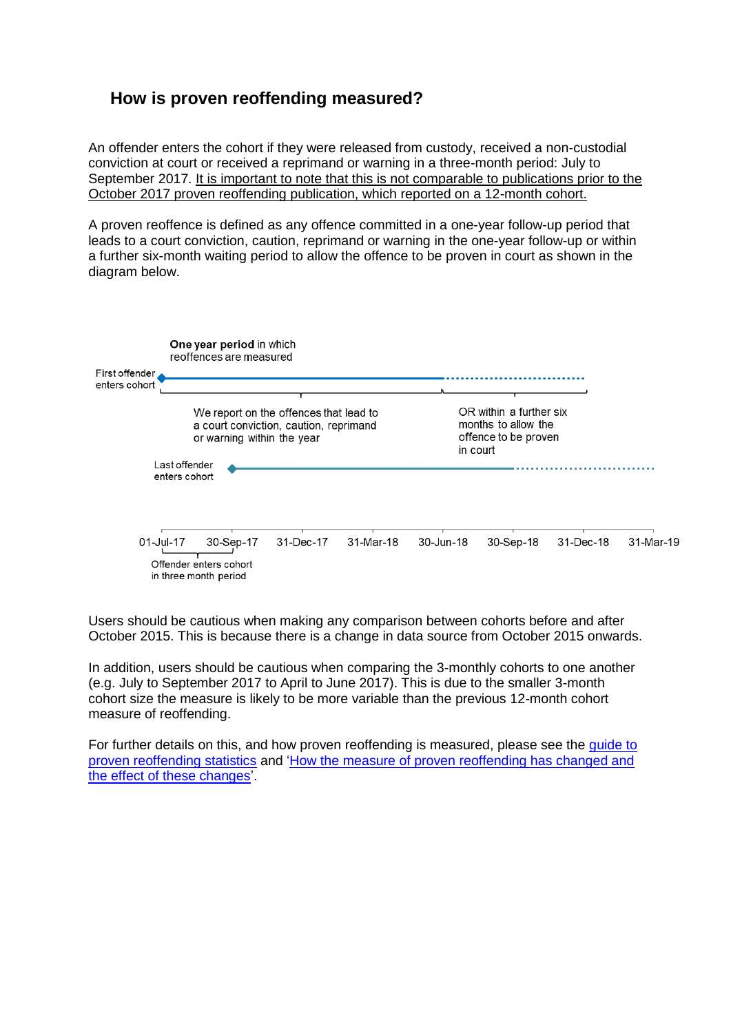## How is proven reoffending measured?

An offender enters the cohort if they were released from custody, received a non-custodial conviction at court or received a reprimand or warning in a three-month period: July to September 2017. It is important to note that this is not comparable to publications prior to the October 2017 proven reoffending publication, which reported on a 12-month cohort.

A proven reoffence is defined as any offence committed in a one-year follow-up period that leads to a court conviction, caution, reprimand or warning in the one-year follow-up or within a further six-month waiting period to allow the offence to be proven in court as shown in the diagram below.

**One year period** in which reoffences are measured

First offender enters cohort

We report on the offences that lead to a court conviction, caution, reprimand or warning within the year

OR within a further six months to allow the offence to be proven in court

Last offender enters cohort

01-Jul-17 30-Sep-17 31-Dec-17 31-Mar-18 30-Jun-18 30-Sep-18 31-Dec-18 31-Mar-19

Offender enters cohort in three month period

Users should be cautious when making any comparison between cohorts before and after October 2015. This is because there is a change in data source from October 2015 onwards.

In addition, users should be cautious when comparing the 3-monthly cohorts to one another (e.g. July to September 2017 to April to June 2017). This is due to the smaller 3-month cohort size the measure is likely to be more variable than the previous 12-month cohort measure of reoffending.

For further details on this, and how proven reoffending is measured, please see the guide to proven reoffending statistics and 'How the measure of proven reoffending has changed and the effect of these changes'.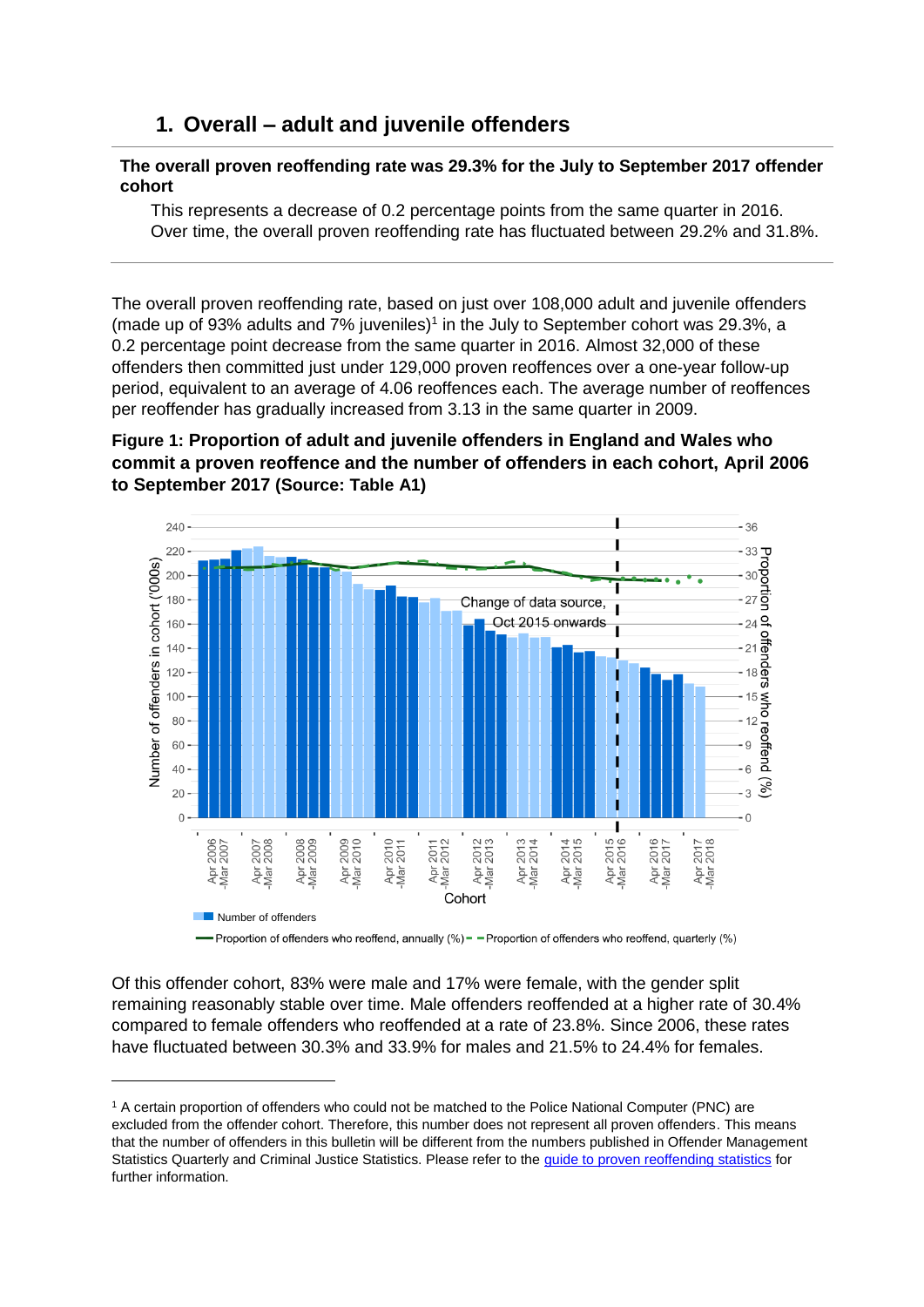## 1. Overall – adult and juvenile offenders

**The overall proven reoffending rate was 29.3% for the July to September 2017 offender cohort**

This represents a decrease of 0.2 percentage points from the same quarter in 2016. Over time, the overall proven reoffending rate has fluctuated between 29.2% and 31.8%.

The overall proven reoffending rate, based on just over 108,000 adult and juvenile offenders (made up of 93% adults and 7% juveniles)[1] in the July to September cohort was 29.3%, a 0.2 percentage point decrease from the same quarter in 2016. Almost 32,000 of these offenders then committed just under 129,000 proven reoffences over a one-year follow-up period, equivalent to an average of 4.06 reoffences each. The average number of reoffences per reoffender has gradually increased from 3.13 in the same quarter in 2009.

**Figure 1: Proportion of adult and juvenile offenders in England and Wales who commit a proven reoffence and the number of offenders in each cohort, April 2006 to September 2017 (Source: Table A1)**

Of this offender cohort, 83% were male and 17% were female, with the gender split remaining reasonably stable over time. Male offenders reoffended at a higher rate of 30.4% compared to female offenders who reoffended at a rate of 23.8%. Since 2006, these rates have fluctuated between 30.3% and 33.9% for males and 21.5% to 24.4% for females.

[1] A certain proportion of offenders who could not be matched to the Police National Computer (PNC) are excluded from the offender cohort. Therefore, this number does not represent all proven offenders. This means that the number of offenders in this bulletin will be different from the numbers published in Offender Management Statistics Quarterly and Criminal Justice Statistics. Please refer to the guide to proven reoffending statistics for further information.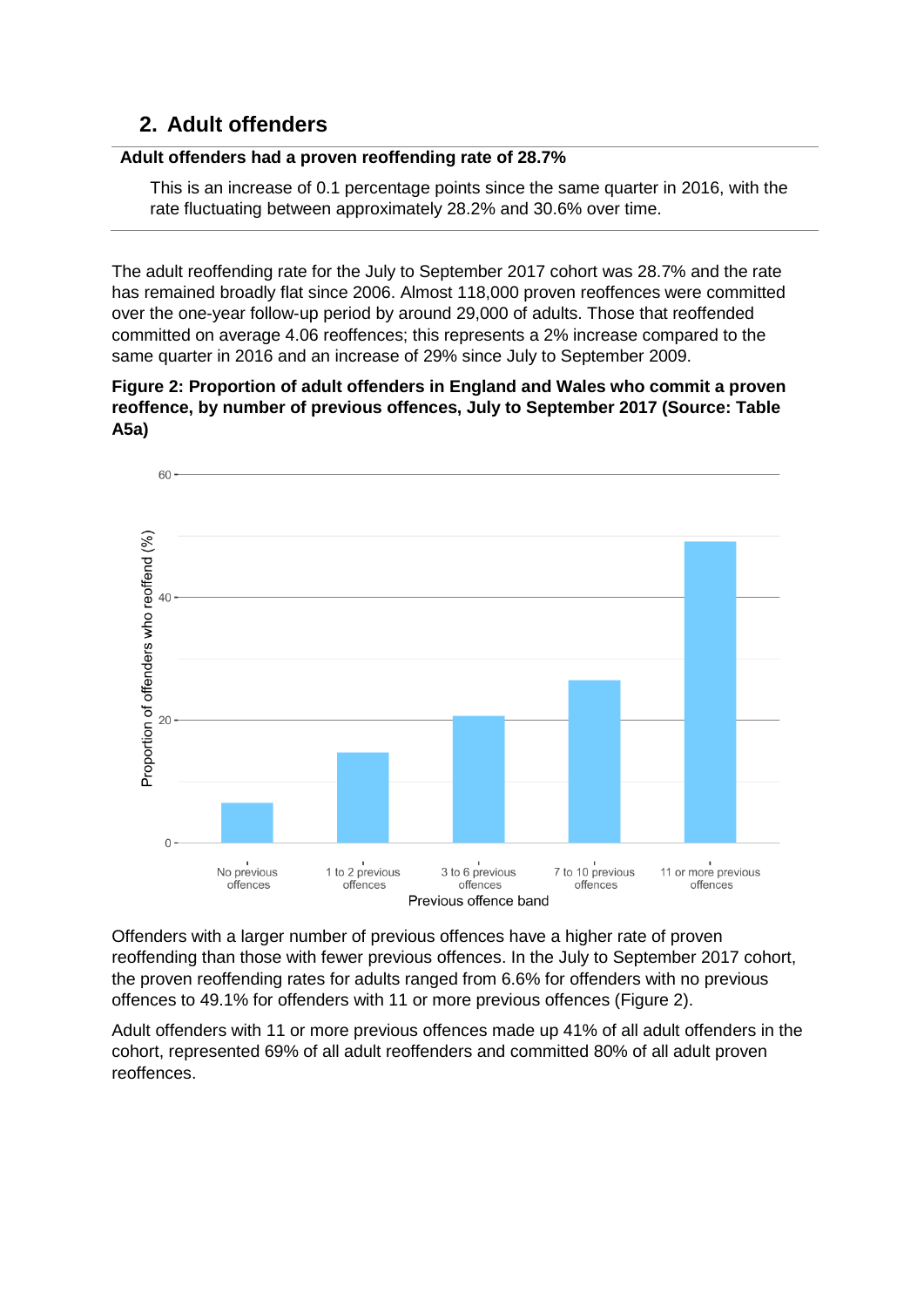## 2. Adult offenders

**Adult offenders had a proven reoffending rate of 28.7%**

This is an increase of 0.1 percentage points since the same quarter in 2016, with the rate fluctuating between approximately 28.2% and 30.6% over time.

The adult reoffending rate for the July to September 2017 cohort was 28.7% and the rate has remained broadly flat since 2006. Almost 118,000 proven reoffences were committed over the one-year follow-up period by around 29,000 of adults. Those that reoffended committed on average 4.06 reoffences; this represents a 2% increase compared to the same quarter in 2016 and an increase of 29% since July to September 2009.

**Figure 2: Proportion of adult offenders in England and Wales who commit a proven reoffence, by number of previous offences, July to September 2017 (Source: Table A5a)**

Offenders with a larger number of previous offences have a higher rate of proven reoffending than those with fewer previous offences. In the July to September 2017 cohort, the proven reoffending rates for adults ranged from 6.6% for offenders with no previous offences to 49.1% for offenders with 11 or more previous offences (Figure 2).

Adult offenders with 11 or more previous offences made up 41% of all adult offenders in the cohort, represented 69% of all adult reoffenders and committed 80% of all adult proven reoffences.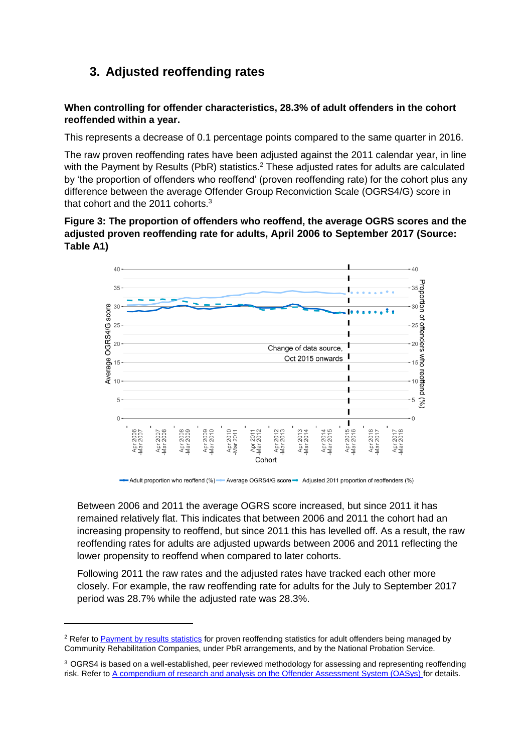## 3. Adjusted reoffending rates

**When controlling for offender characteristics, 28.3% of adult offenders in the cohort reoffended within a year.**

This represents a decrease of 0.1 percentage points compared to the same quarter in 2016.

The raw proven reoffending rates have been adjusted against the 2011 calendar year, in line with the Payment by Results (PbR) statistics.[2] These adjusted rates for adults are calculated by 'the proportion of offenders who reoffend' (proven reoffending rate) for the cohort plus any difference between the average Offender Group Reconviction Scale (OGRS4/G) score in that cohort and the 2011 cohorts.[3]

**Figure 3: The proportion of offenders who reoffend, the average OGRS scores and the adjusted proven reoffending rate for adults, April 2006 to September 2017 (Source: Table A1)**

Between 2006 and 2011 the average OGRS score increased, but since 2011 it has remained relatively flat. This indicates that between 2006 and 2011 the cohort had an increasing propensity to reoffend, but since 2011 this has levelled off. As a result, the raw reoffending rates for adults are adjusted upwards between 2006 and 2011 reflecting the lower propensity to reoffend when compared to later cohorts.

Following 2011 the raw rates and the adjusted rates have tracked each other more closely. For example, the raw reoffending rate for adults for the July to September 2017 period was 28.7% while the adjusted rate was 28.3%.

---

[2] Refer to [Payment by results statistics](#) for proven reoffending statistics for adult offenders being managed by Community Rehabilitation Companies, under PbR arrangements, and by the National Probation Service.

[3] OGRS4 is based on a well-established, peer reviewed methodology for assessing and representing reoffending risk. Refer to [A compendium of research and analysis on the Offender Assessment System (OASys)](#) for details.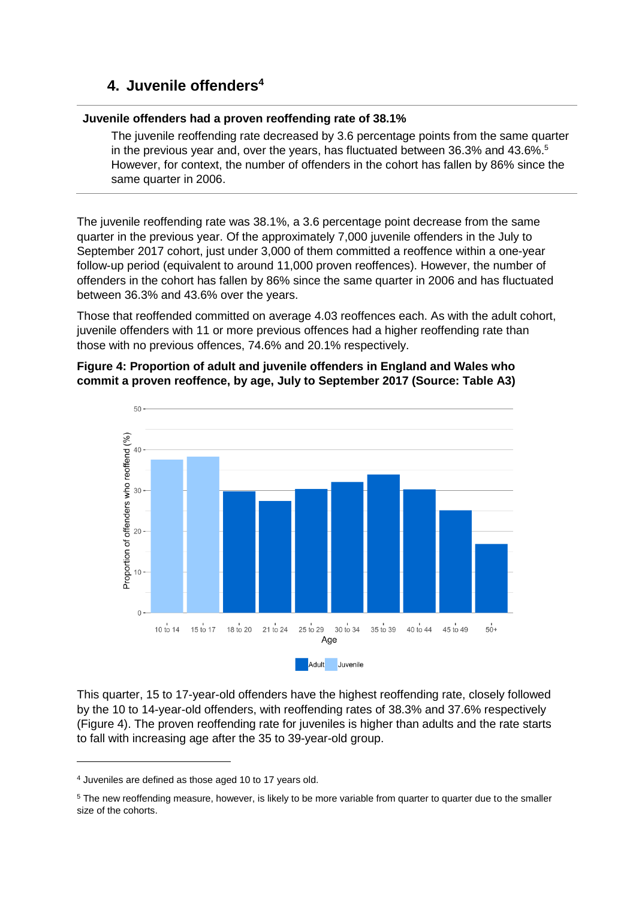## 4. Juvenile offenders[4]

**Juvenile offenders had a proven reoffending rate of 38.1%**

The juvenile reoffending rate decreased by 3.6 percentage points from the same quarter in the previous year and, over the years, has fluctuated between 36.3% and 43.6%.[5] However, for context, the number of offenders in the cohort has fallen by 86% since the same quarter in 2006.

The juvenile reoffending rate was 38.1%, a 3.6 percentage point decrease from the same quarter in the previous year. Of the approximately 7,000 juvenile offenders in the July to September 2017 cohort, just under 3,000 of them committed a reoffence within a one-year follow-up period (equivalent to around 11,000 proven reoffences). However, the number of offenders in the cohort has fallen by 86% since the same quarter in 2006 and has fluctuated between 36.3% and 43.6% over the years.

Those that reoffended committed on average 4.03 reoffences each. As with the adult cohort, juvenile offenders with 11 or more previous offences had a higher reoffending rate than those with no previous offences, 74.6% and 20.1% respectively.

**Figure 4: Proportion of adult and juvenile offenders in England and Wales who commit a proven reoffence, by age, July to September 2017 (Source: Table A3)**

This quarter, 15 to 17-year-old offenders have the highest reoffending rate, closely followed by the 10 to 14-year-old offenders, with reoffending rates of 38.3% and 37.6% respectively (Figure 4). The proven reoffending rate for juveniles is higher than adults and the rate starts to fall with increasing age after the 35 to 39-year-old group.

---

[4] Juveniles are defined as those aged 10 to 17 years old.

[5] The new reoffending measure, however, is likely to be more variable from quarter to quarter due to the smaller size of the cohorts.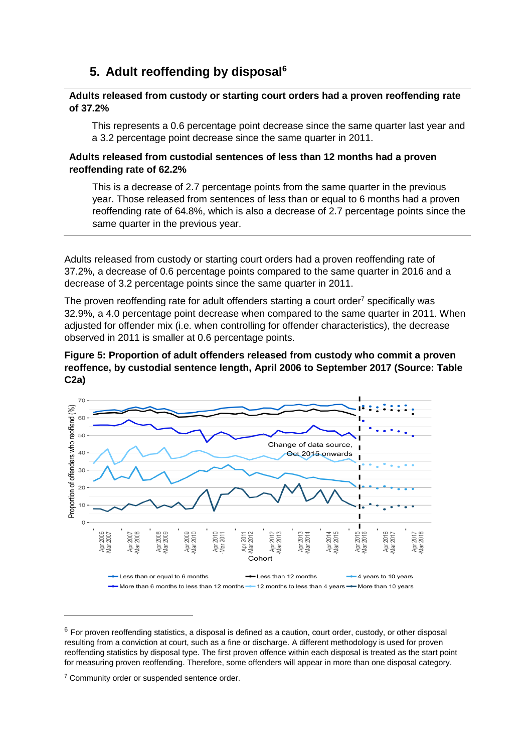## 5. Adult reoffending by disposal[6]

**Adults released from custody or starting court orders had a proven reoffending rate of 37.2%**

This represents a 0.6 percentage point decrease since the same quarter last year and a 3.2 percentage point decrease since the same quarter in 2011.

**Adults released from custodial sentences of less than 12 months had a proven reoffending rate of 62.2%**

This is a decrease of 2.7 percentage points from the same quarter in the previous year. Those released from sentences of less than or equal to 6 months had a proven reoffending rate of 64.8%, which is also a decrease of 2.7 percentage points since the same quarter in the previous year.

---

Adults released from custody or starting court orders had a proven reoffending rate of 37.2%, a decrease of 0.6 percentage points compared to the same quarter in 2016 and a decrease of 3.2 percentage points since the same quarter in 2011.

The proven reoffending rate for adult offenders starting a court order[7] specifically was 32.9%, a 4.0 percentage point decrease when compared to the same quarter in 2011. When adjusted for offender mix (i.e. when controlling for offender characteristics), the decrease observed in 2011 is smaller at 0.6 percentage points.

**Figure 5: Proportion of adult offenders released from custody who commit a proven reoffence, by custodial sentence length, April 2006 to September 2017 (Source: Table C2a)**

---

[6] For proven reoffending statistics, a disposal is defined as a caution, court order, custody, or other disposal resulting from a conviction at court, such as a fine or discharge. A different methodology is used for proven reoffending statistics by disposal type. The first proven offence within each disposal is treated as the start point for measuring proven reoffending. Therefore, some offenders will appear in more than one disposal category.

[7] Community order or suspended sentence order.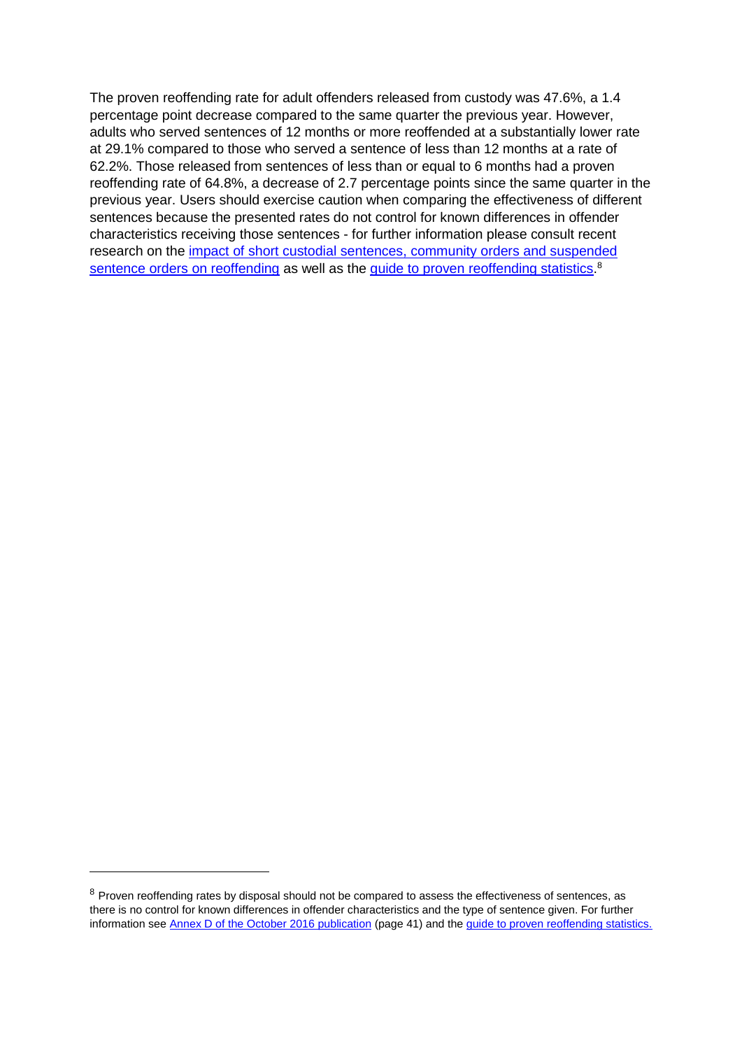The proven reoffending rate for adult offenders released from custody was 47.6%, a 1.4 percentage point decrease compared to the same quarter the previous year. However, adults who served sentences of 12 months or more reoffended at a substantially lower rate at 29.1% compared to those who served a sentence of less than 12 months at a rate of 62.2%. Those released from sentences of less than or equal to 6 months had a proven reoffending rate of 64.8%, a decrease of 2.7 percentage points since the same quarter in the previous year. Users should exercise caution when comparing the effectiveness of different sentences because the presented rates do not control for known differences in offender characteristics receiving those sentences - for further information please consult recent research on the impact of short custodial sentences, community orders and suspended sentence orders on reoffending as well as the guide to proven reoffending statistics.[8]

---

[8] Proven reoffending rates by disposal should not be compared to assess the effectiveness of sentences, as there is no control for known differences in offender characteristics and the type of sentence given. For further information see Annex D of the October 2016 publication (page 41) and the guide to proven reoffending statistics.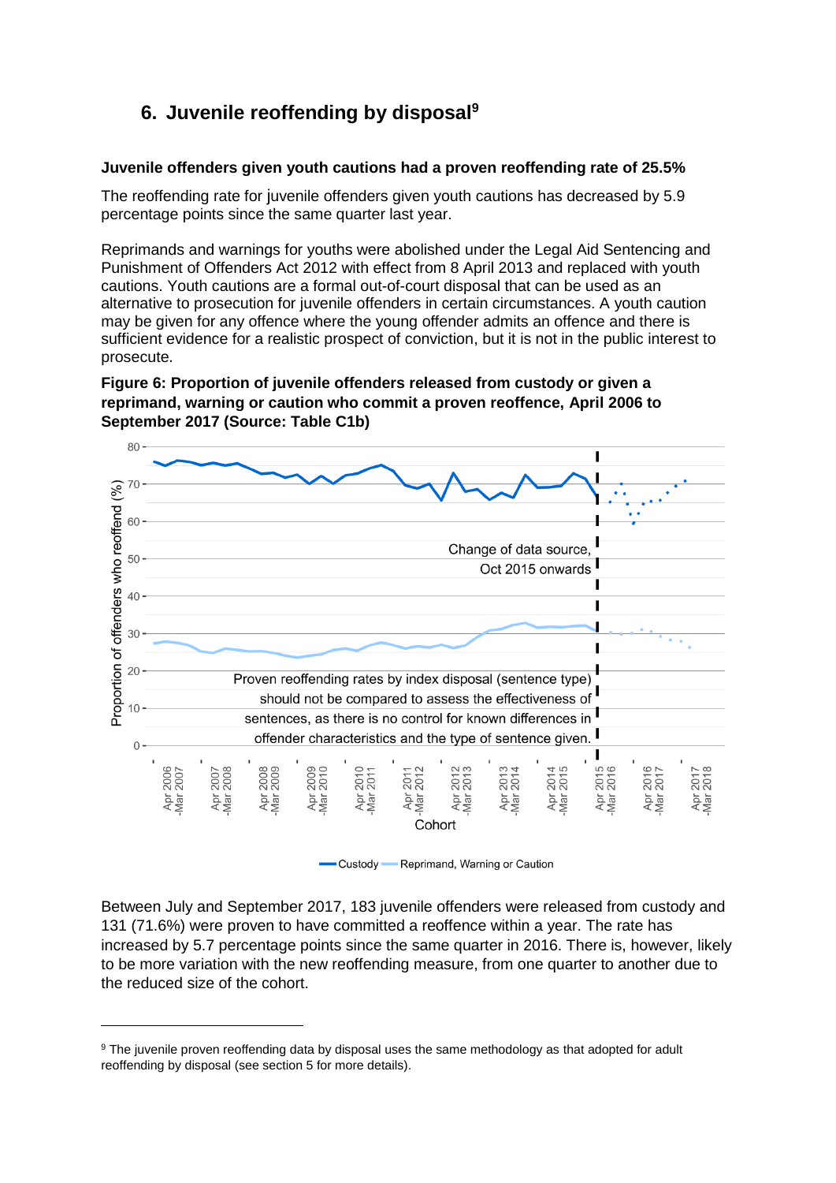## 6. Juvenile reoffending by disposal[9]

**Juvenile offenders given youth cautions had a proven reoffending rate of 25.5%**

The reoffending rate for juvenile offenders given youth cautions has decreased by 5.9 percentage points since the same quarter last year.

Reprimands and warnings for youths were abolished under the Legal Aid Sentencing and Punishment of Offenders Act 2012 with effect from 8 April 2013 and replaced with youth cautions. Youth cautions are a formal out-of-court disposal that can be used as an alternative to prosecution for juvenile offenders in certain circumstances. A youth caution may be given for any offence where the young offender admits an offence and there is sufficient evidence for a realistic prospect of conviction, but it is not in the public interest to prosecute.

**Figure 6: Proportion of juvenile offenders released from custody or given a reprimand, warning or caution who commit a proven reoffence, April 2006 to September 2017 (Source: Table C1b)**

Between July and September 2017, 183 juvenile offenders were released from custody and 131 (71.6%) were proven to have committed a reoffence within a year. The rate has increased by 5.7 percentage points since the same quarter in 2016. There is, however, likely to be more variation with the new reoffending measure, from one quarter to another due to the reduced size of the cohort.

---

[9] The juvenile proven reoffending data by disposal uses the same methodology as that adopted for adult reoffending by disposal (see section 5 for more details).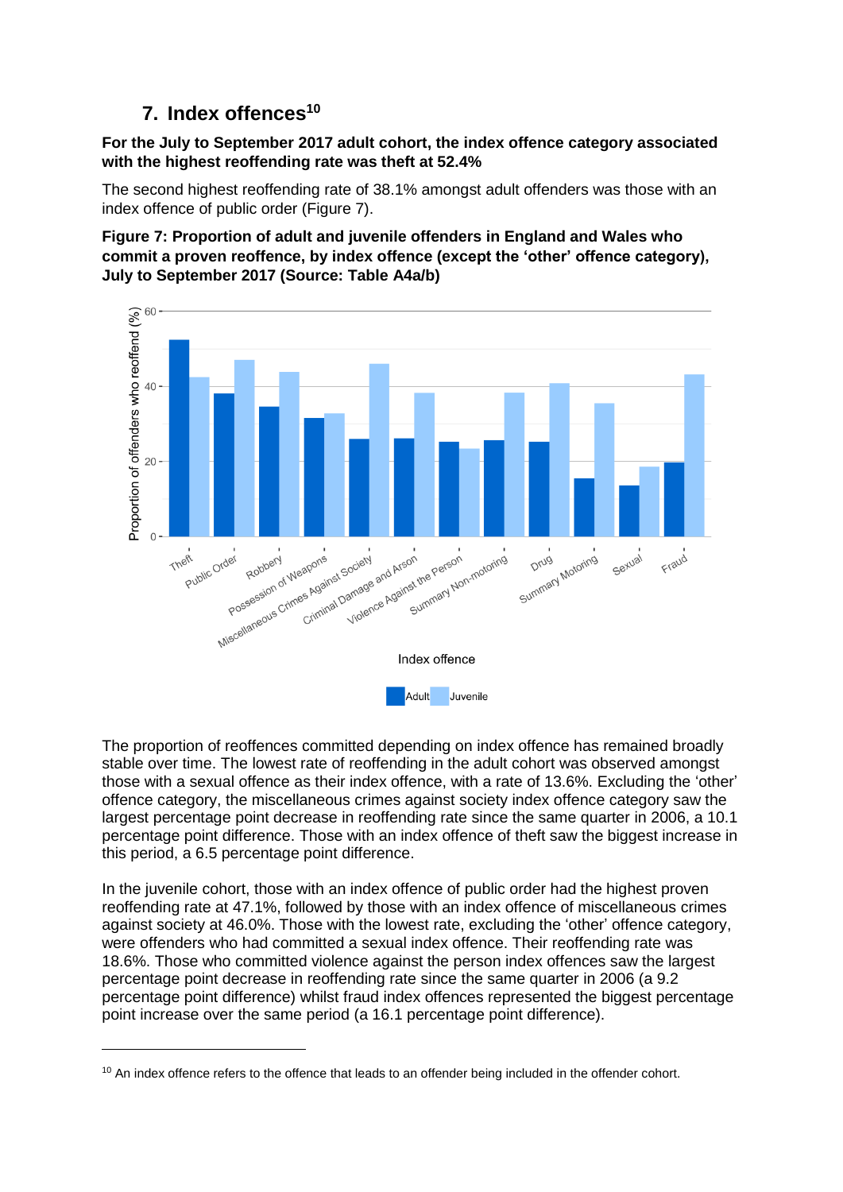# 7. Index offences[10]

**For the July to September 2017 adult cohort, the index offence category associated with the highest reoffending rate was theft at 52.4%**

The second highest reoffending rate of 38.1% amongst adult offenders was those with an index offence of public order (Figure 7).

**Figure 7: Proportion of adult and juvenile offenders in England and Wales who commit a proven reoffence, by index offence (except the 'other' offence category), July to September 2017 (Source: Table A4a/b)**

The proportion of reoffences committed depending on index offence has remained broadly stable over time. The lowest rate of reoffending in the adult cohort was observed amongst those with a sexual offence as their index offence, with a rate of 13.6%. Excluding the 'other' offence category, the miscellaneous crimes against society index offence category saw the largest percentage point decrease in reoffending rate since the same quarter in 2006, a 10.1 percentage point difference. Those with an index offence of theft saw the biggest increase in this period, a 6.5 percentage point difference.

In the juvenile cohort, those with an index offence of public order had the highest proven reoffending rate at 47.1%, followed by those with an index offence of miscellaneous crimes against society at 46.0%. Those with the lowest rate, excluding the 'other' offence category, were offenders who had committed a sexual index offence. Their reoffending rate was 18.6%. Those who committed violence against the person index offences saw the largest percentage point decrease in reoffending rate since the same quarter in 2006 (a 9.2 percentage point difference) whilst fraud index offences represented the biggest percentage point increase over the same period (a 16.1 percentage point difference).

[10] An index offence refers to the offence that leads to an offender being included in the offender cohort.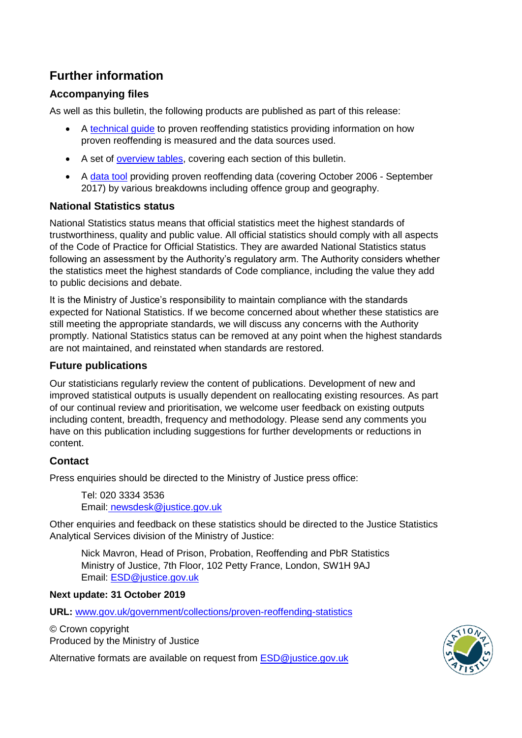## Further information

### Accompanying files

As well as this bulletin, the following products are published as part of this release:

- A technical guide to proven reoffending statistics providing information on how proven reoffending is measured and the data sources used.
- A set of overview tables, covering each section of this bulletin.
- A data tool providing proven reoffending data (covering October 2006 - September 2017) by various breakdowns including offence group and geography.

### National Statistics status

National Statistics status means that official statistics meet the highest standards of trustworthiness, quality and public value. All official statistics should comply with all aspects of the Code of Practice for Official Statistics. They are awarded National Statistics status following an assessment by the Authority's regulatory arm. The Authority considers whether the statistics meet the highest standards of Code compliance, including the value they add to public decisions and debate.

It is the Ministry of Justice's responsibility to maintain compliance with the standards expected for National Statistics. If we become concerned about whether these statistics are still meeting the appropriate standards, we will discuss any concerns with the Authority promptly. National Statistics status can be removed at any point when the highest standards are not maintained, and reinstated when standards are restored.

### Future publications

Our statisticians regularly review the content of publications. Development of new and improved statistical outputs is usually dependent on reallocating existing resources. As part of our continual review and prioritisation, we welcome user feedback on existing outputs including content, breadth, frequency and methodology. Please send any comments you have on this publication including suggestions for further developments or reductions in content.

### Contact

Press enquiries should be directed to the Ministry of Justice press office:

Tel: 020 3334 3536
Email: newsdesk@justice.gov.uk

Other enquiries and feedback on these statistics should be directed to the Justice Statistics Analytical Services division of the Ministry of Justice:

Nick Mavron, Head of Prison, Probation, Reoffending and PbR Statistics
Ministry of Justice, 7th Floor, 102 Petty France, London, SW1H 9AJ
Email: ESD@justice.gov.uk

**Next update: 31 October 2019**

**URL:** www.gov.uk/government/collections/proven-reoffending-statistics

© Crown copyright
Produced by the Ministry of Justice

Alternative formats are available on request from ESD@justice.gov.uk